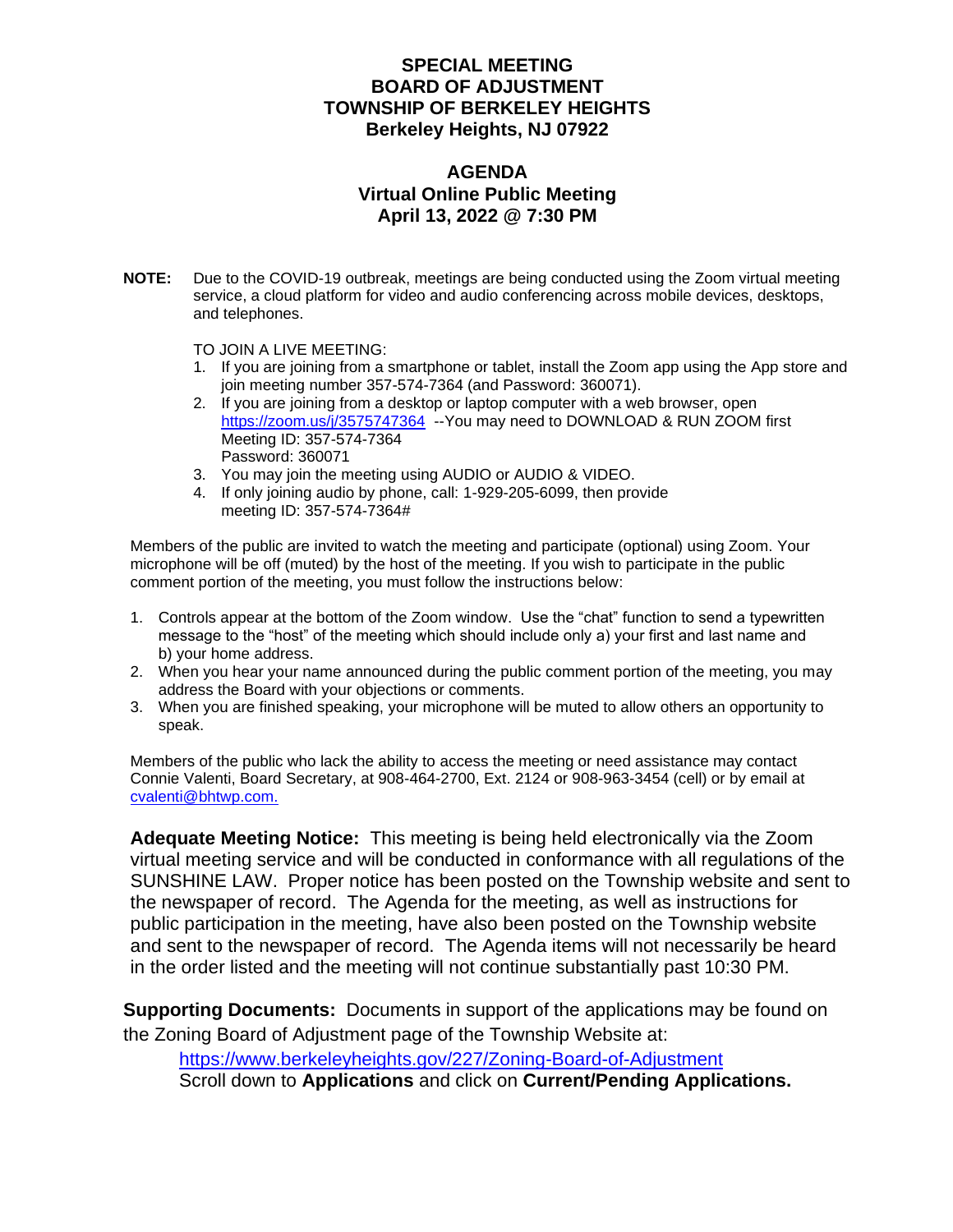# SPECIAL MEETING
# BOARD OF ADJUSTMENT
# TOWNSHIP OF BERKELEY HEIGHTS
# Berkeley Heights, NJ 07922

## AGENDA
## Virtual Online Public Meeting
## April 13, 2022 @ 7:30 PM

**NOTE:** Due to the COVID-19 outbreak, meetings are being conducted using the Zoom virtual meeting service, a cloud platform for video and audio conferencing across mobile devices, desktops, and telephones.

TO JOIN A LIVE MEETING:

1. If you are joining from a smartphone or tablet, install the Zoom app using the App store and join meeting number 357-574-7364 (and Password: 360071).
2. If you are joining from a desktop or laptop computer with a web browser, open https://zoom.us/j/3575747364 --You may need to DOWNLOAD & RUN ZOOM first
   Meeting ID: 357-574-7364
   Password: 360071
3. You may join the meeting using AUDIO or AUDIO & VIDEO.
4. If only joining audio by phone, call: 1-929-205-6099, then provide meeting ID: 357-574-7364#

Members of the public are invited to watch the meeting and participate (optional) using Zoom. Your microphone will be off (muted) by the host of the meeting. If you wish to participate in the public comment portion of the meeting, you must follow the instructions below:

1. Controls appear at the bottom of the Zoom window. Use the "chat" function to send a typewritten message to the "host" of the meeting which should include only a) your first and last name and b) your home address.
2. When you hear your name announced during the public comment portion of the meeting, you may address the Board with your objections or comments.
3. When you are finished speaking, your microphone will be muted to allow others an opportunity to speak.

Members of the public who lack the ability to access the meeting or need assistance may contact Connie Valenti, Board Secretary, at 908-464-2700, Ext. 2124 or 908-963-3454 (cell) or by email at cvalenti@bhtwp.com.

**Adequate Meeting Notice:** This meeting is being held electronically via the Zoom virtual meeting service and will be conducted in conformance with all regulations of the SUNSHINE LAW. Proper notice has been posted on the Township website and sent to the newspaper of record. The Agenda for the meeting, as well as instructions for public participation in the meeting, have also been posted on the Township website and sent to the newspaper of record. The Agenda items will not necessarily be heard in the order listed and the meeting will not continue substantially past 10:30 PM.

**Supporting Documents:** Documents in support of the applications may be found on the Zoning Board of Adjustment page of the Township Website at:

https://www.berkeleyheights.gov/227/Zoning-Board-of-Adjustment
Scroll down to **Applications** and click on **Current/Pending Applications.**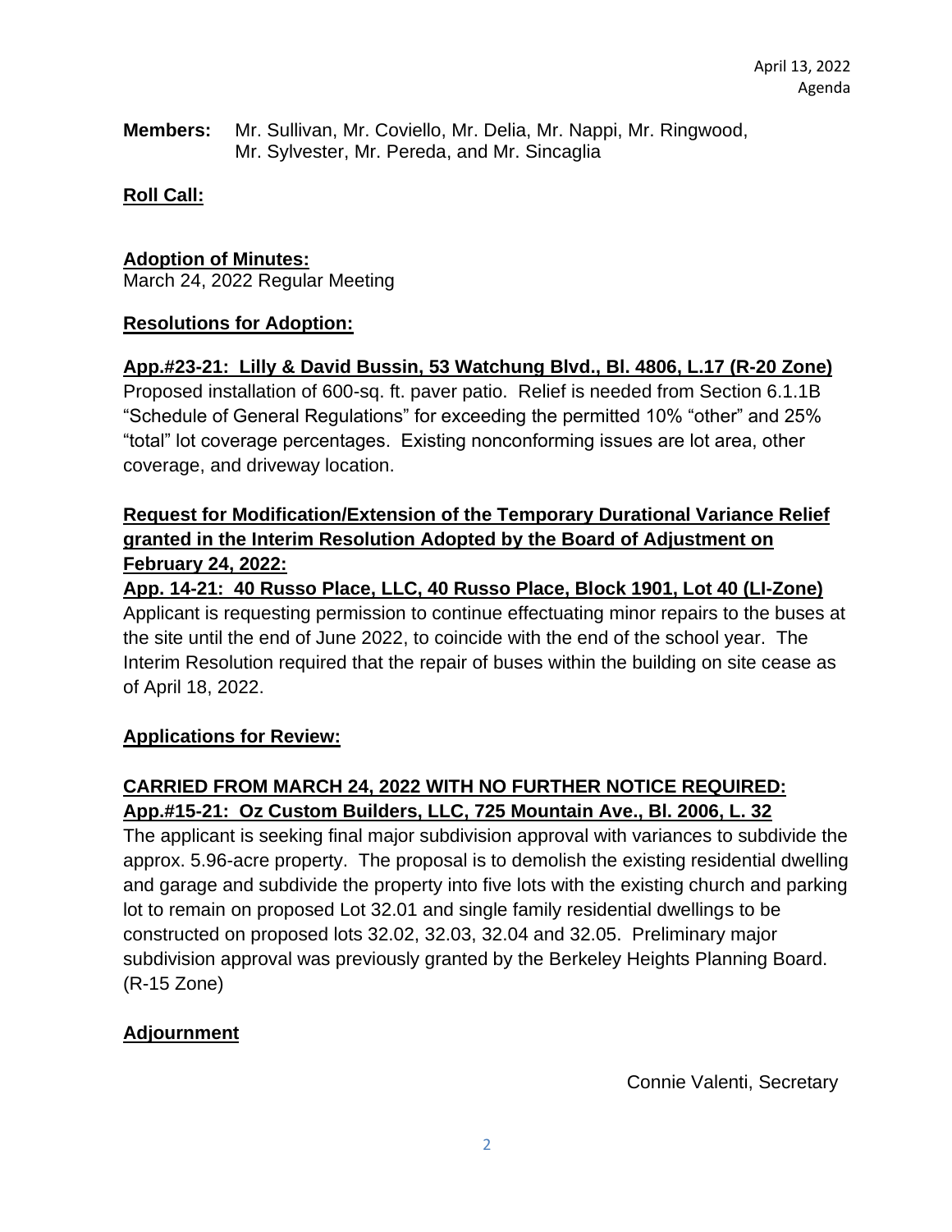**Members:** Mr. Sullivan, Mr. Coviello, Mr. Delia, Mr. Nappi, Mr. Ringwood, Mr. Sylvester, Mr. Pereda, and Mr. Sincaglia

**Roll Call:**

**Adoption of Minutes:**

March 24, 2022 Regular Meeting

**Resolutions for Adoption:**

**App.#23-21: Lilly & David Bussin, 53 Watchung Blvd., Bl. 4806, L.17 (R-20 Zone)**

Proposed installation of 600-sq. ft. paver patio. Relief is needed from Section 6.1.1B "Schedule of General Regulations" for exceeding the permitted 10% "other" and 25% "total" lot coverage percentages. Existing nonconforming issues are lot area, other coverage, and driveway location.

**Request for Modification/Extension of the Temporary Durational Variance Relief granted in the Interim Resolution Adopted by the Board of Adjustment on February 24, 2022:**

**App. 14-21: 40 Russo Place, LLC, 40 Russo Place, Block 1901, Lot 40 (LI-Zone)**

Applicant is requesting permission to continue effectuating minor repairs to the buses at the site until the end of June 2022, to coincide with the end of the school year. The Interim Resolution required that the repair of buses within the building on site cease as of April 18, 2022.

**Applications for Review:**

**CARRIED FROM MARCH 24, 2022 WITH NO FURTHER NOTICE REQUIRED:**

**App.#15-21: Oz Custom Builders, LLC, 725 Mountain Ave., Bl. 2006, L. 32**

The applicant is seeking final major subdivision approval with variances to subdivide the approx. 5.96-acre property. The proposal is to demolish the existing residential dwelling and garage and subdivide the property into five lots with the existing church and parking lot to remain on proposed Lot 32.01 and single family residential dwellings to be constructed on proposed lots 32.02, 32.03, 32.04 and 32.05. Preliminary major subdivision approval was previously granted by the Berkeley Heights Planning Board. (R-15 Zone)

**Adjournment**

Connie Valenti, Secretary